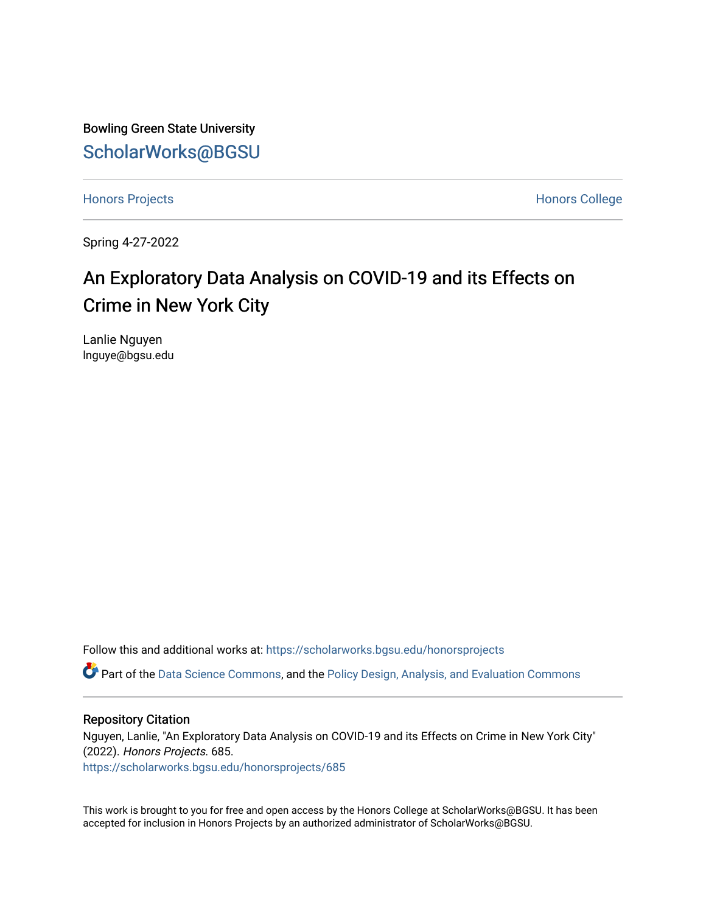Bowling Green State University

ScholarWorks@BGSU

Honors Projects

Honors College

Spring 4-27-2022

# An Exploratory Data Analysis on COVID-19 and its Effects on Crime in New York City

Lanlie Nguyen
lnguye@bgsu.edu

Follow this and additional works at: https://scholarworks.bgsu.edu/honorsprojects

Part of the Data Science Commons, and the Policy Design, Analysis, and Evaluation Commons

## Repository Citation

Nguyen, Lanlie, "An Exploratory Data Analysis on COVID-19 and its Effects on Crime in New York City" (2022). *Honors Projects*. 685.
https://scholarworks.bgsu.edu/honorsprojects/685

This work is brought to you for free and open access by the Honors College at ScholarWorks@BGSU. It has been accepted for inclusion in Honors Projects by an authorized administrator of ScholarWorks@BGSU.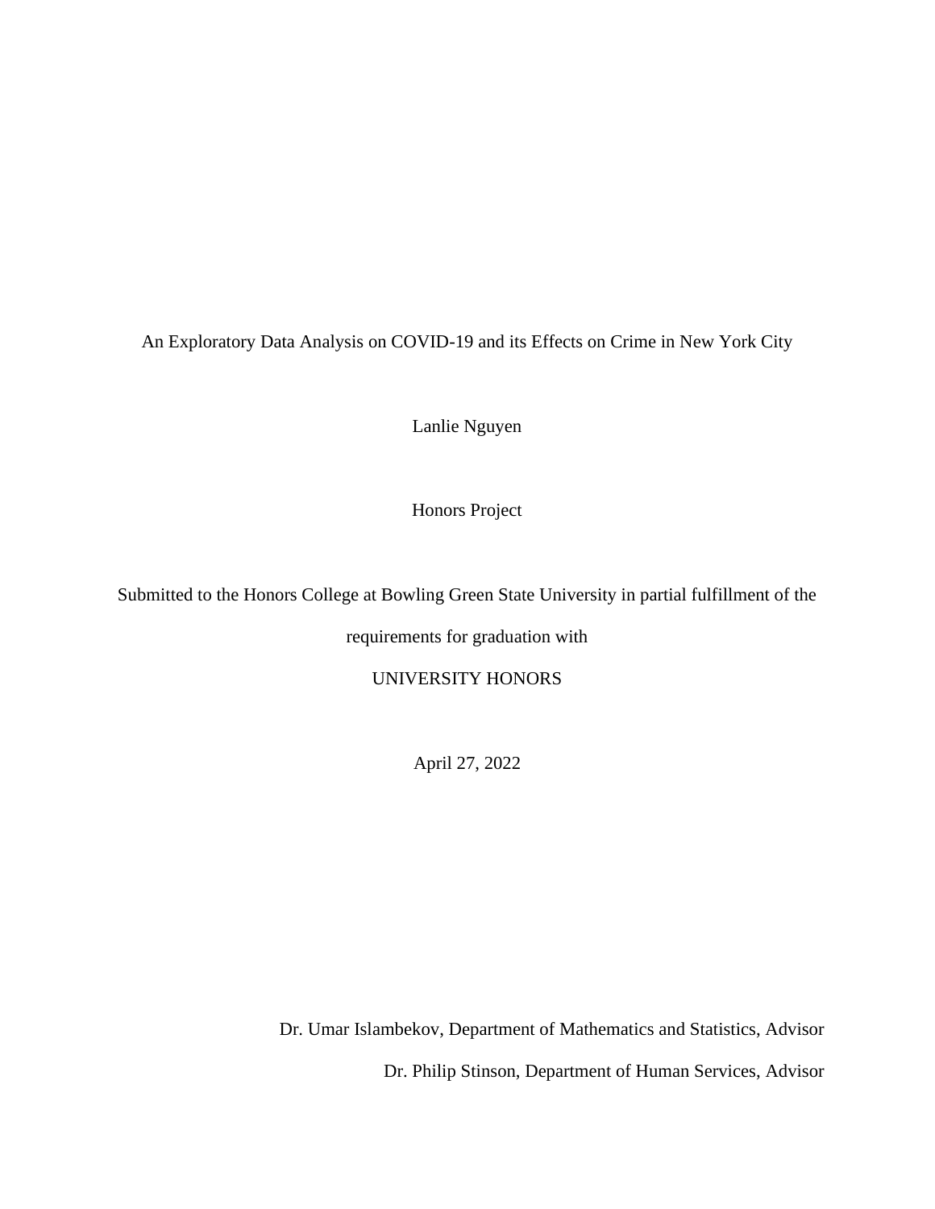# An Exploratory Data Analysis on COVID-19 and its Effects on Crime in New York City

Lanlie Nguyen

Honors Project

Submitted to the Honors College at Bowling Green State University in partial fulfillment of the requirements for graduation with

UNIVERSITY HONORS

April 27, 2022

Dr. Umar Islambekov, Department of Mathematics and Statistics, Advisor

Dr. Philip Stinson, Department of Human Services, Advisor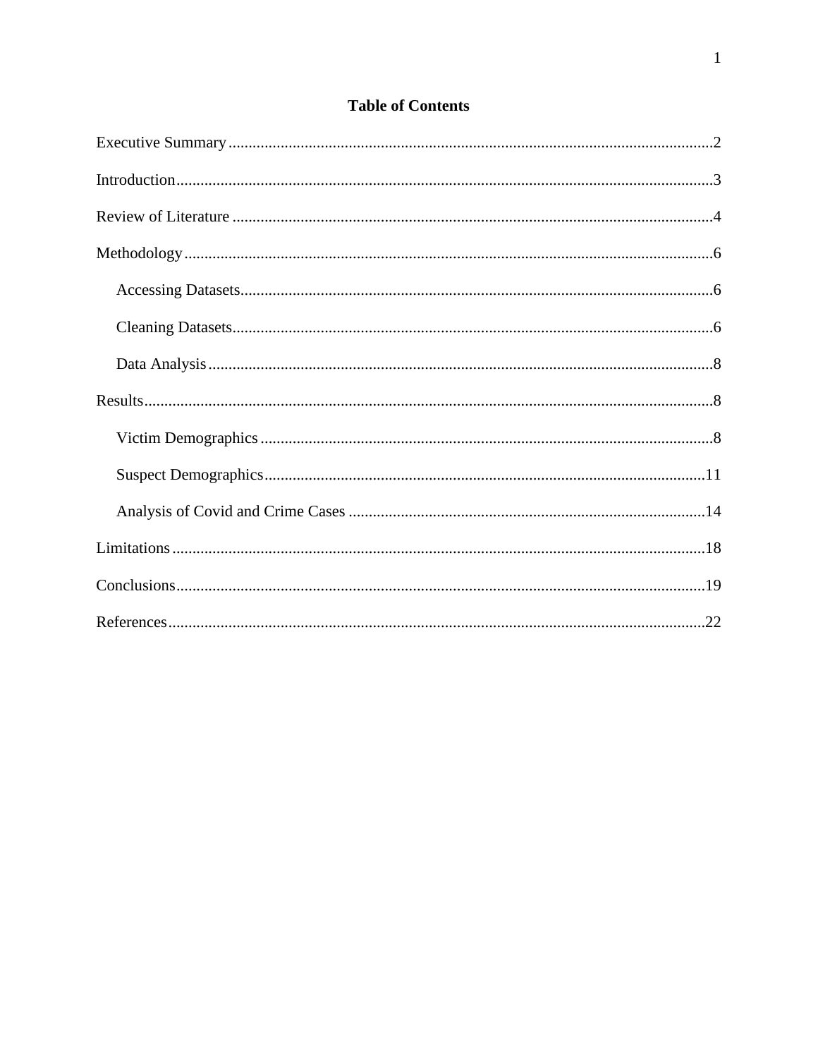# Table of Contents

Executive Summary ........................................................................................................................2

Introduction.....................................................................................................................................3

Review of Literature .......................................................................................................................4

Methodology...................................................................................................................................6

- Accessing Datasets.....................................................................................................................6
- Cleaning Datasets.......................................................................................................................6
- Data Analysis.............................................................................................................................8

Results.............................................................................................................................................8

- Victim Demographics ................................................................................................................8
- Suspect Demographics.............................................................................................................11
- Analysis of Covid and Crime Cases ........................................................................................14

Limitations....................................................................................................................................18

Conclusions...................................................................................................................................19

References.....................................................................................................................................22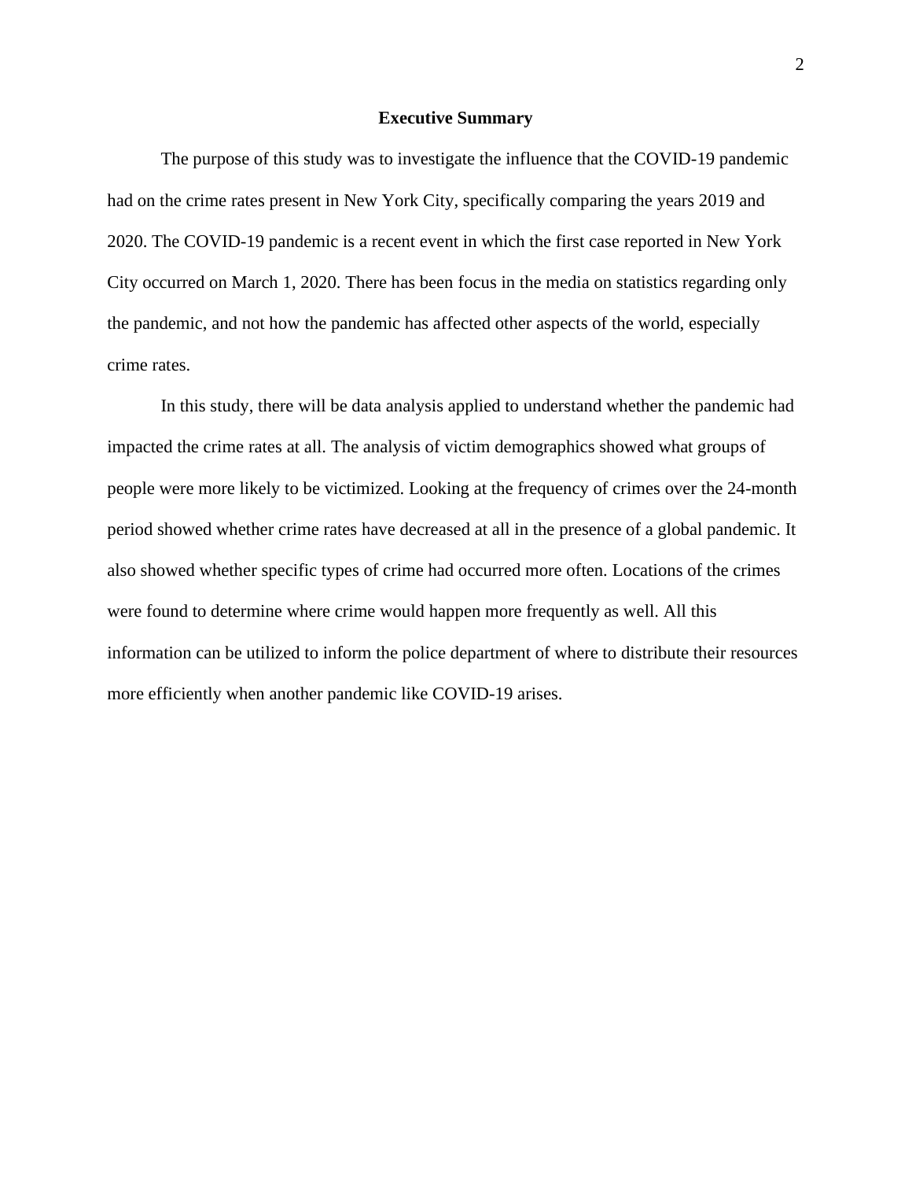## Executive Summary

The purpose of this study was to investigate the influence that the COVID-19 pandemic had on the crime rates present in New York City, specifically comparing the years 2019 and 2020. The COVID-19 pandemic is a recent event in which the first case reported in New York City occurred on March 1, 2020. There has been focus in the media on statistics regarding only the pandemic, and not how the pandemic has affected other aspects of the world, especially crime rates.

In this study, there will be data analysis applied to understand whether the pandemic had impacted the crime rates at all. The analysis of victim demographics showed what groups of people were more likely to be victimized. Looking at the frequency of crimes over the 24-month period showed whether crime rates have decreased at all in the presence of a global pandemic. It also showed whether specific types of crime had occurred more often. Locations of the crimes were found to determine where crime would happen more frequently as well. All this information can be utilized to inform the police department of where to distribute their resources more efficiently when another pandemic like COVID-19 arises.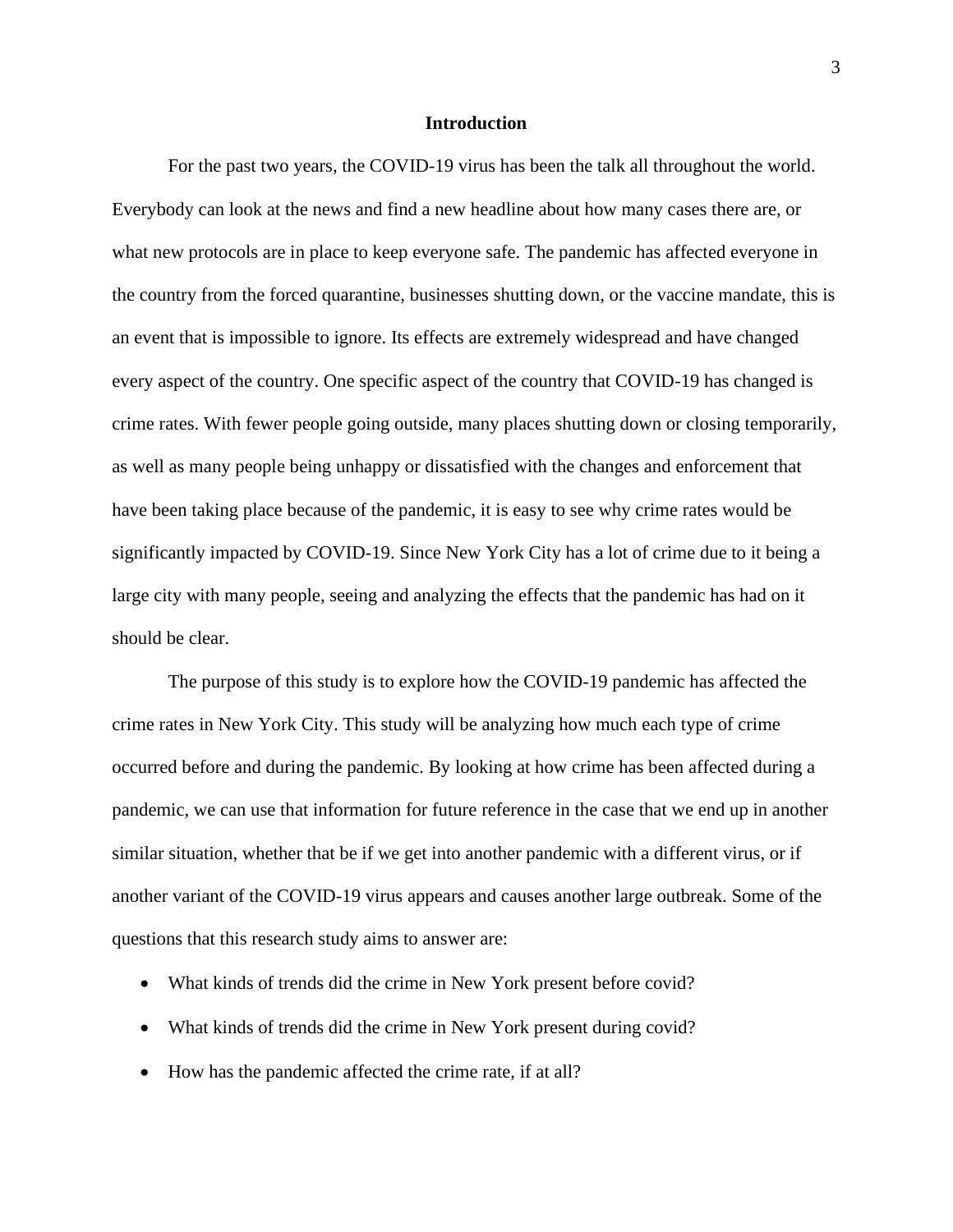## Introduction

For the past two years, the COVID-19 virus has been the talk all throughout the world. Everybody can look at the news and find a new headline about how many cases there are, or what new protocols are in place to keep everyone safe. The pandemic has affected everyone in the country from the forced quarantine, businesses shutting down, or the vaccine mandate, this is an event that is impossible to ignore. Its effects are extremely widespread and have changed every aspect of the country. One specific aspect of the country that COVID-19 has changed is crime rates. With fewer people going outside, many places shutting down or closing temporarily, as well as many people being unhappy or dissatisfied with the changes and enforcement that have been taking place because of the pandemic, it is easy to see why crime rates would be significantly impacted by COVID-19. Since New York City has a lot of crime due to it being a large city with many people, seeing and analyzing the effects that the pandemic has had on it should be clear.

The purpose of this study is to explore how the COVID-19 pandemic has affected the crime rates in New York City. This study will be analyzing how much each type of crime occurred before and during the pandemic. By looking at how crime has been affected during a pandemic, we can use that information for future reference in the case that we end up in another similar situation, whether that be if we get into another pandemic with a different virus, or if another variant of the COVID-19 virus appears and causes another large outbreak. Some of the questions that this research study aims to answer are:

- What kinds of trends did the crime in New York present before covid?
- What kinds of trends did the crime in New York present during covid?
- How has the pandemic affected the crime rate, if at all?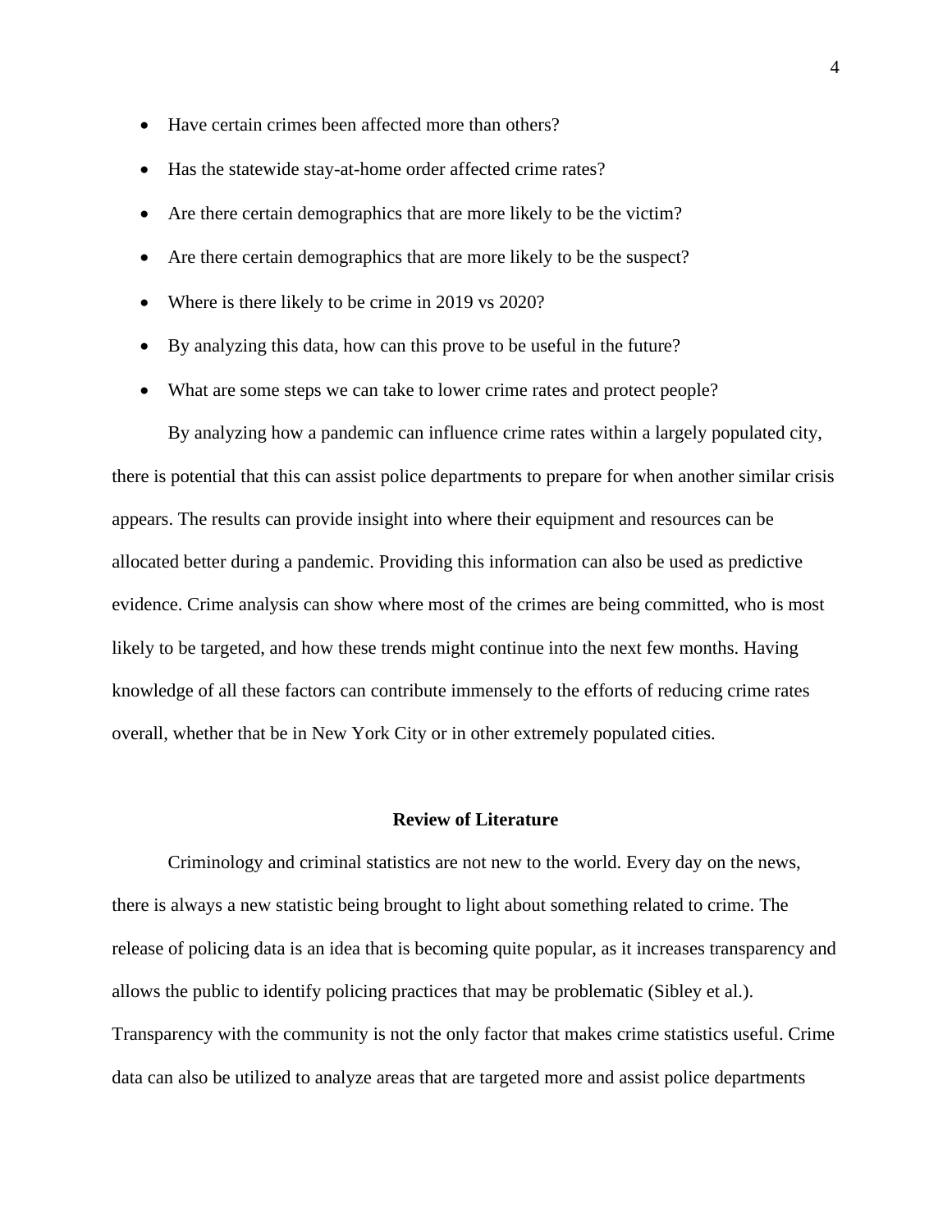- Have certain crimes been affected more than others?
- Has the statewide stay-at-home order affected crime rates?
- Are there certain demographics that are more likely to be the victim?
- Are there certain demographics that are more likely to be the suspect?
- Where is there likely to be crime in 2019 vs 2020?
- By analyzing this data, how can this prove to be useful in the future?
- What are some steps we can take to lower crime rates and protect people?

By analyzing how a pandemic can influence crime rates within a largely populated city, there is potential that this can assist police departments to prepare for when another similar crisis appears. The results can provide insight into where their equipment and resources can be allocated better during a pandemic. Providing this information can also be used as predictive evidence. Crime analysis can show where most of the crimes are being committed, who is most likely to be targeted, and how these trends might continue into the next few months. Having knowledge of all these factors can contribute immensely to the efforts of reducing crime rates overall, whether that be in New York City or in other extremely populated cities.

## Review of Literature

Criminology and criminal statistics are not new to the world. Every day on the news, there is always a new statistic being brought to light about something related to crime. The release of policing data is an idea that is becoming quite popular, as it increases transparency and allows the public to identify policing practices that may be problematic (Sibley et al.). Transparency with the community is not the only factor that makes crime statistics useful. Crime data can also be utilized to analyze areas that are targeted more and assist police departments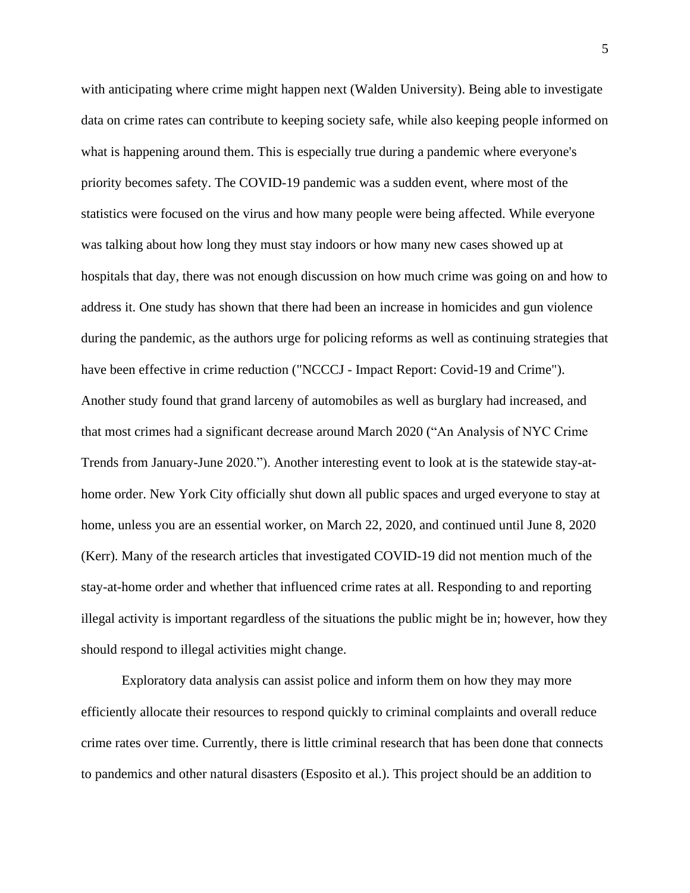with anticipating where crime might happen next (Walden University). Being able to investigate data on crime rates can contribute to keeping society safe, while also keeping people informed on what is happening around them. This is especially true during a pandemic where everyone's priority becomes safety. The COVID-19 pandemic was a sudden event, where most of the statistics were focused on the virus and how many people were being affected. While everyone was talking about how long they must stay indoors or how many new cases showed up at hospitals that day, there was not enough discussion on how much crime was going on and how to address it. One study has shown that there had been an increase in homicides and gun violence during the pandemic, as the authors urge for policing reforms as well as continuing strategies that have been effective in crime reduction ("NCCCJ - Impact Report: Covid-19 and Crime"). Another study found that grand larceny of automobiles as well as burglary had increased, and that most crimes had a significant decrease around March 2020 ("An Analysis of NYC Crime Trends from January-June 2020."). Another interesting event to look at is the statewide stay-at-home order. New York City officially shut down all public spaces and urged everyone to stay at home, unless you are an essential worker, on March 22, 2020, and continued until June 8, 2020 (Kerr). Many of the research articles that investigated COVID-19 did not mention much of the stay-at-home order and whether that influenced crime rates at all. Responding to and reporting illegal activity is important regardless of the situations the public might be in; however, how they should respond to illegal activities might change.

Exploratory data analysis can assist police and inform them on how they may more efficiently allocate their resources to respond quickly to criminal complaints and overall reduce crime rates over time. Currently, there is little criminal research that has been done that connects to pandemics and other natural disasters (Esposito et al.). This project should be an addition to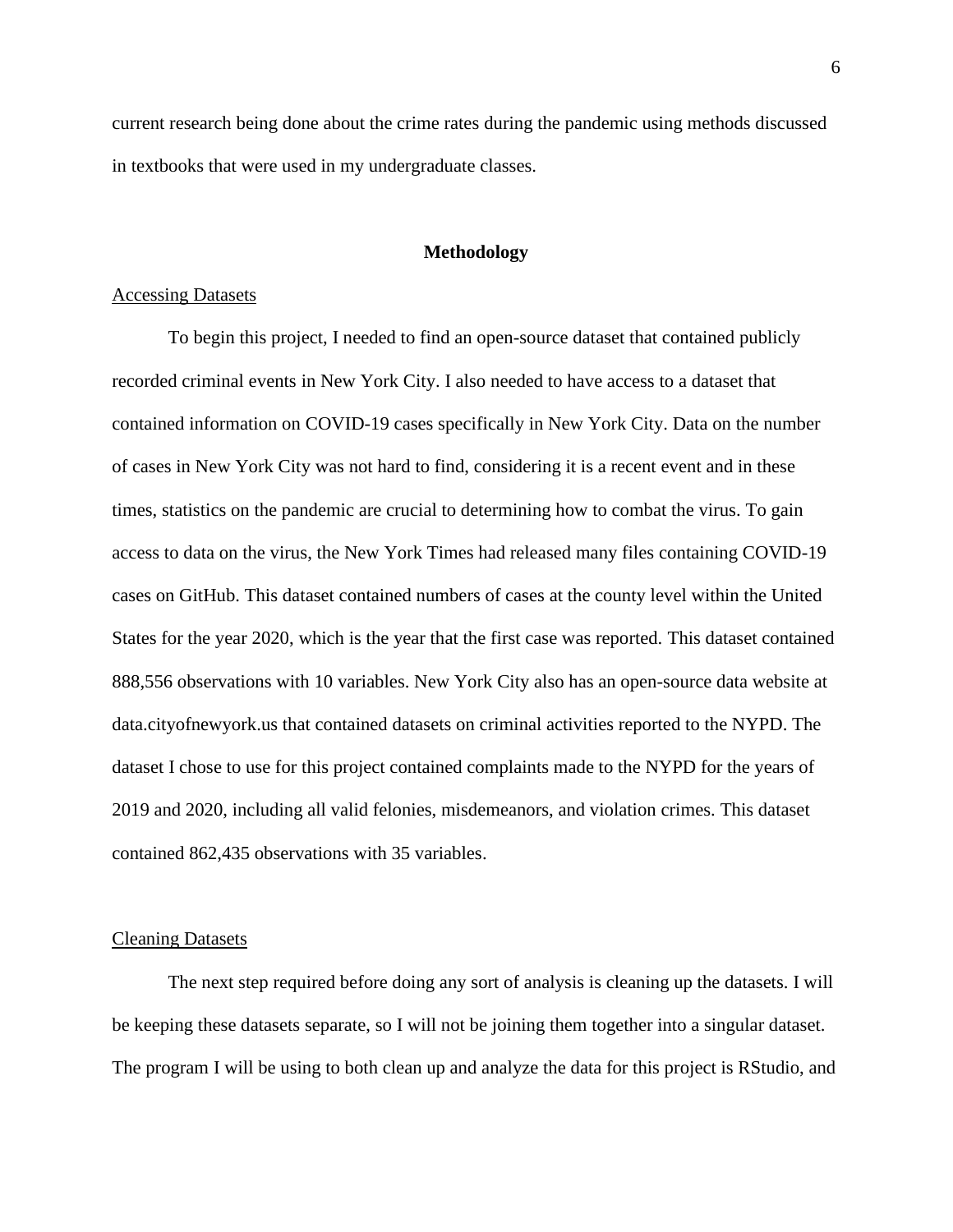current research being done about the crime rates during the pandemic using methods discussed in textbooks that were used in my undergraduate classes.

## Methodology

### Accessing Datasets

To begin this project, I needed to find an open-source dataset that contained publicly recorded criminal events in New York City. I also needed to have access to a dataset that contained information on COVID-19 cases specifically in New York City. Data on the number of cases in New York City was not hard to find, considering it is a recent event and in these times, statistics on the pandemic are crucial to determining how to combat the virus. To gain access to data on the virus, the New York Times had released many files containing COVID-19 cases on GitHub. This dataset contained numbers of cases at the county level within the United States for the year 2020, which is the year that the first case was reported. This dataset contained 888,556 observations with 10 variables. New York City also has an open-source data website at data.cityofnewyork.us that contained datasets on criminal activities reported to the NYPD. The dataset I chose to use for this project contained complaints made to the NYPD for the years of 2019 and 2020, including all valid felonies, misdemeanors, and violation crimes. This dataset contained 862,435 observations with 35 variables.

### Cleaning Datasets

The next step required before doing any sort of analysis is cleaning up the datasets. I will be keeping these datasets separate, so I will not be joining them together into a singular dataset. The program I will be using to both clean up and analyze the data for this project is RStudio, and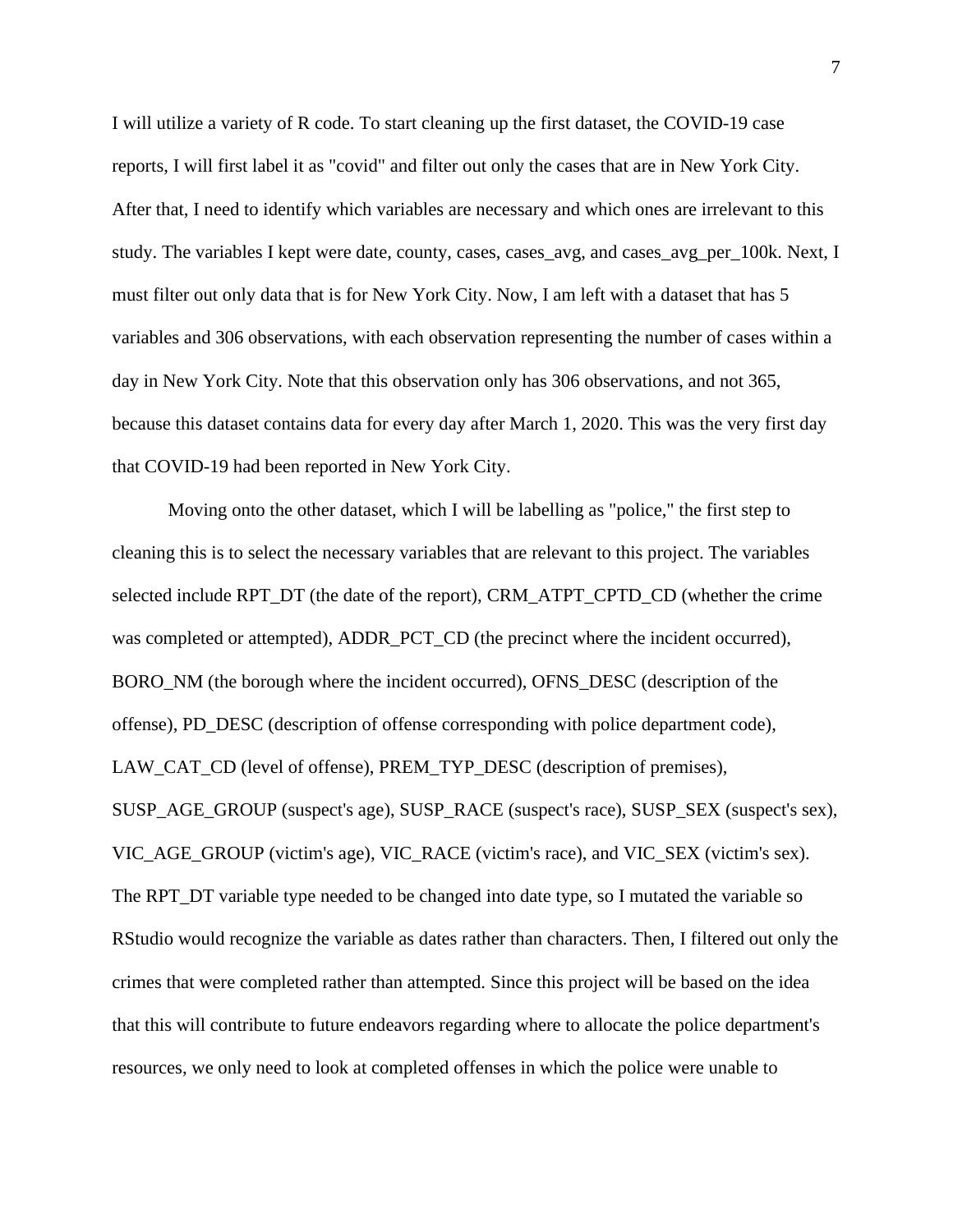I will utilize a variety of R code. To start cleaning up the first dataset, the COVID-19 case reports, I will first label it as "covid" and filter out only the cases that are in New York City. After that, I need to identify which variables are necessary and which ones are irrelevant to this study. The variables I kept were date, county, cases, cases_avg, and cases_avg_per_100k. Next, I must filter out only data that is for New York City. Now, I am left with a dataset that has 5 variables and 306 observations, with each observation representing the number of cases within a day in New York City. Note that this observation only has 306 observations, and not 365, because this dataset contains data for every day after March 1, 2020. This was the very first day that COVID-19 had been reported in New York City.

Moving onto the other dataset, which I will be labelling as "police," the first step to cleaning this is to select the necessary variables that are relevant to this project. The variables selected include RPT_DT (the date of the report), CRM_ATPT_CPTD_CD (whether the crime was completed or attempted), ADDR_PCT_CD (the precinct where the incident occurred), BORO_NM (the borough where the incident occurred), OFNS_DESC (description of the offense), PD_DESC (description of offense corresponding with police department code), LAW_CAT_CD (level of offense), PREM_TYP_DESC (description of premises), SUSP_AGE_GROUP (suspect's age), SUSP_RACE (suspect's race), SUSP_SEX (suspect's sex), VIC_AGE_GROUP (victim's age), VIC_RACE (victim's race), and VIC_SEX (victim's sex). The RPT_DT variable type needed to be changed into date type, so I mutated the variable so RStudio would recognize the variable as dates rather than characters. Then, I filtered out only the crimes that were completed rather than attempted. Since this project will be based on the idea that this will contribute to future endeavors regarding where to allocate the police department's resources, we only need to look at completed offenses in which the police were unable to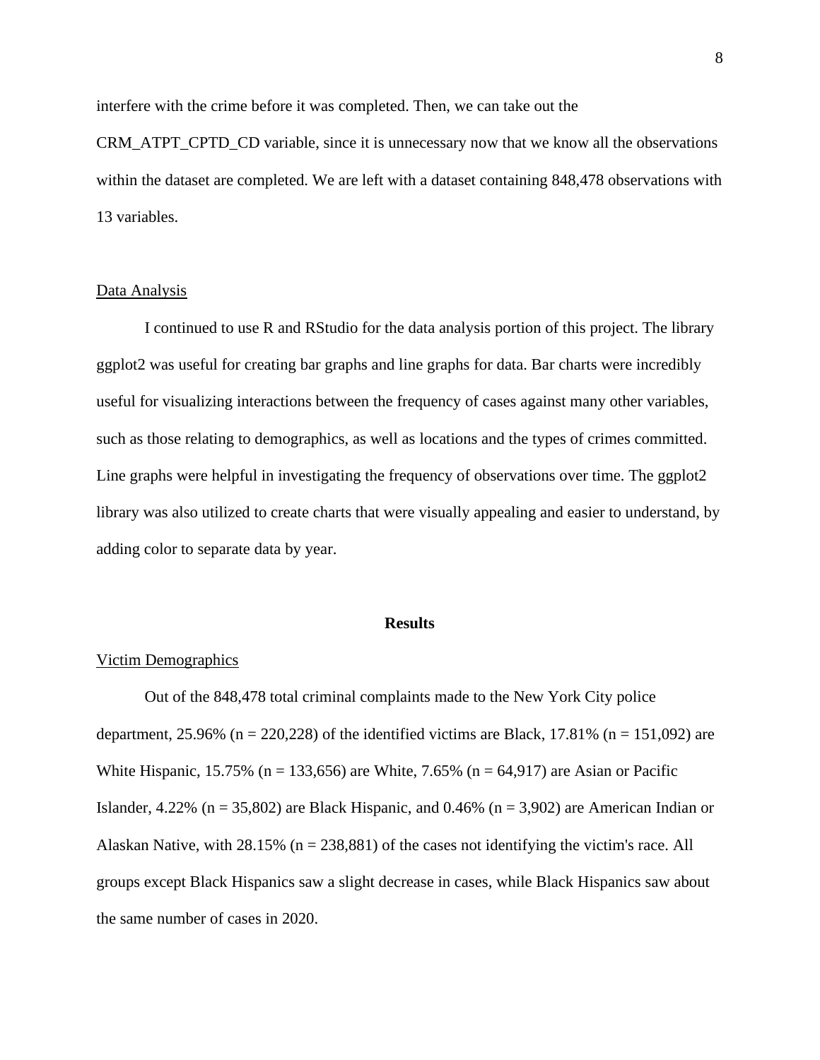interfere with the crime before it was completed. Then, we can take out the CRM_ATPT_CPTD_CD variable, since it is unnecessary now that we know all the observations within the dataset are completed. We are left with a dataset containing 848,478 observations with 13 variables.

## Data Analysis

I continued to use R and RStudio for the data analysis portion of this project. The library ggplot2 was useful for creating bar graphs and line graphs for data. Bar charts were incredibly useful for visualizing interactions between the frequency of cases against many other variables, such as those relating to demographics, as well as locations and the types of crimes committed. Line graphs were helpful in investigating the frequency of observations over time. The ggplot2 library was also utilized to create charts that were visually appealing and easier to understand, by adding color to separate data by year.

# Results

## Victim Demographics

Out of the 848,478 total criminal complaints made to the New York City police department, 25.96% (n = 220,228) of the identified victims are Black, 17.81% (n = 151,092) are White Hispanic, 15.75% (n = 133,656) are White, 7.65% (n = 64,917) are Asian or Pacific Islander, 4.22% (n = 35,802) are Black Hispanic, and 0.46% (n = 3,902) are American Indian or Alaskan Native, with 28.15% (n = 238,881) of the cases not identifying the victim's race. All groups except Black Hispanics saw a slight decrease in cases, while Black Hispanics saw about the same number of cases in 2020.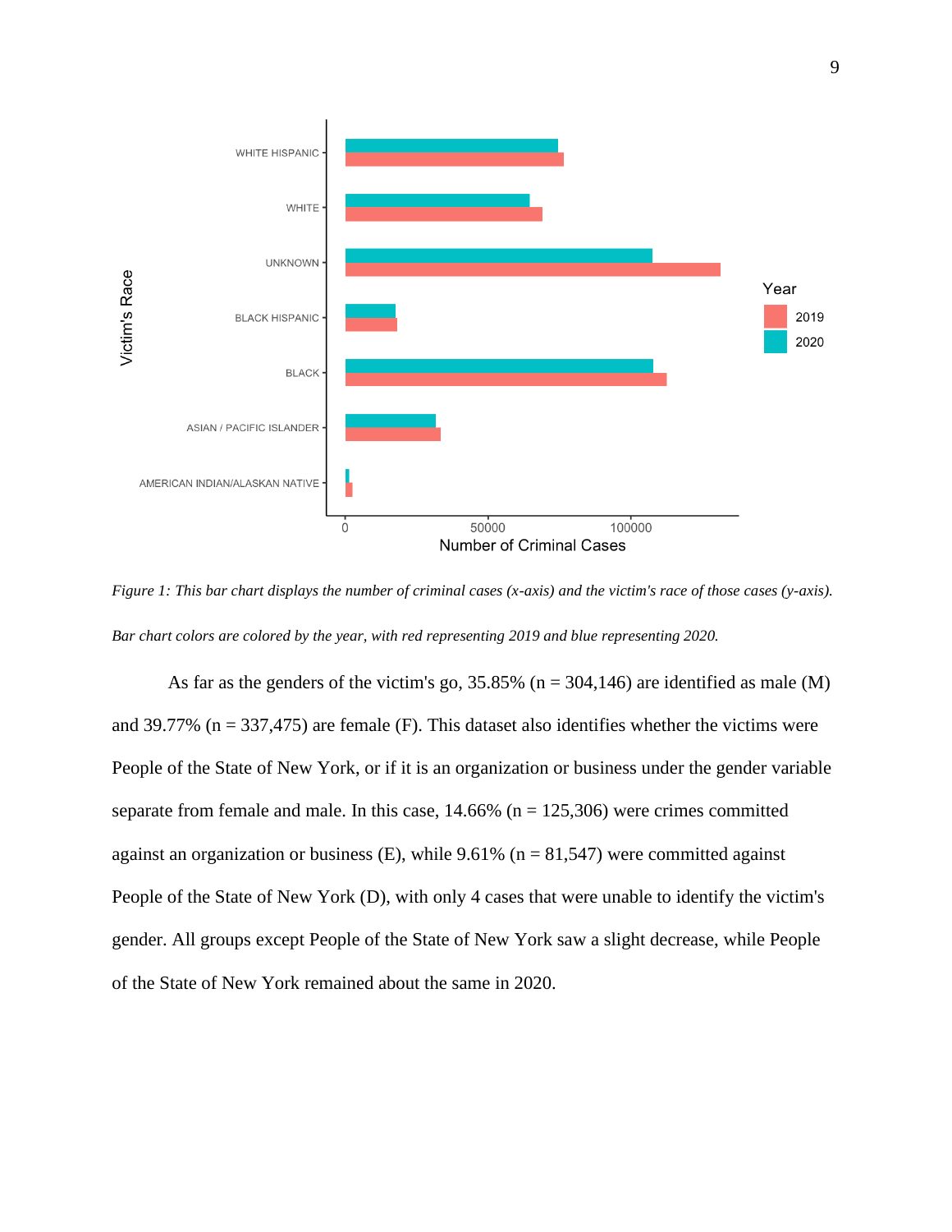*Figure 1: This bar chart displays the number of criminal cases (x-axis) and the victim's race of those cases (y-axis). Bar chart colors are colored by the year, with red representing 2019 and blue representing 2020.*

As far as the genders of the victim's go, 35.85% (n = 304,146) are identified as male (M) and 39.77% (n = 337,475) are female (F). This dataset also identifies whether the victims were People of the State of New York, or if it is an organization or business under the gender variable separate from female and male. In this case, 14.66% (n = 125,306) were crimes committed against an organization or business (E), while 9.61% (n = 81,547) were committed against People of the State of New York (D), with only 4 cases that were unable to identify the victim's gender. All groups except People of the State of New York saw a slight decrease, while People of the State of New York remained about the same in 2020.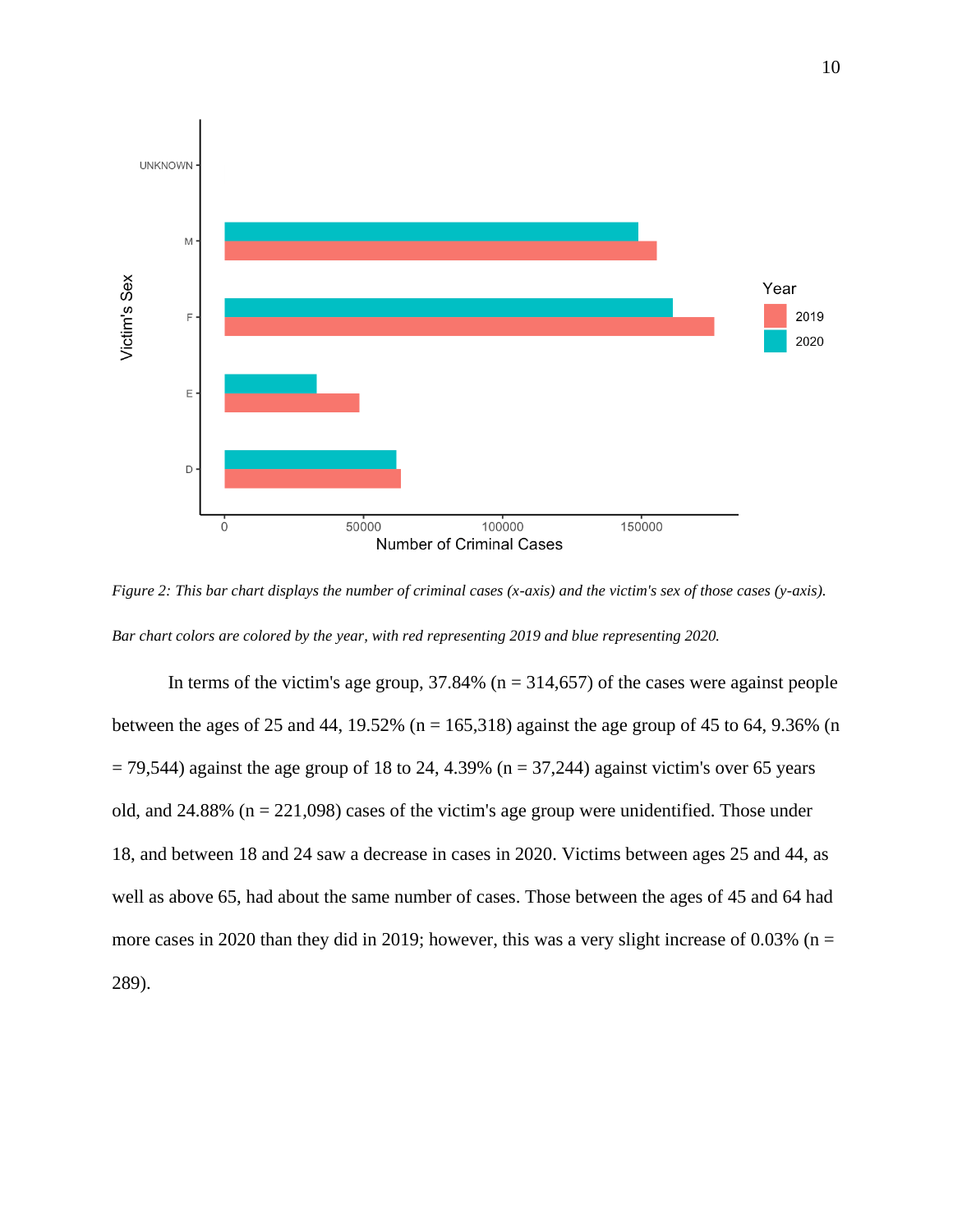*Figure 2: This bar chart displays the number of criminal cases (x-axis) and the victim's sex of those cases (y-axis). Bar chart colors are colored by the year, with red representing 2019 and blue representing 2020.*

In terms of the victim's age group, 37.84% (n = 314,657) of the cases were against people between the ages of 25 and 44, 19.52% (n = 165,318) against the age group of 45 to 64, 9.36% (n = 79,544) against the age group of 18 to 24, 4.39% (n = 37,244) against victim's over 65 years old, and 24.88% (n = 221,098) cases of the victim's age group were unidentified. Those under 18, and between 18 and 24 saw a decrease in cases in 2020. Victims between ages 25 and 44, as well as above 65, had about the same number of cases. Those between the ages of 45 and 64 had more cases in 2020 than they did in 2019; however, this was a very slight increase of 0.03% (n = 289).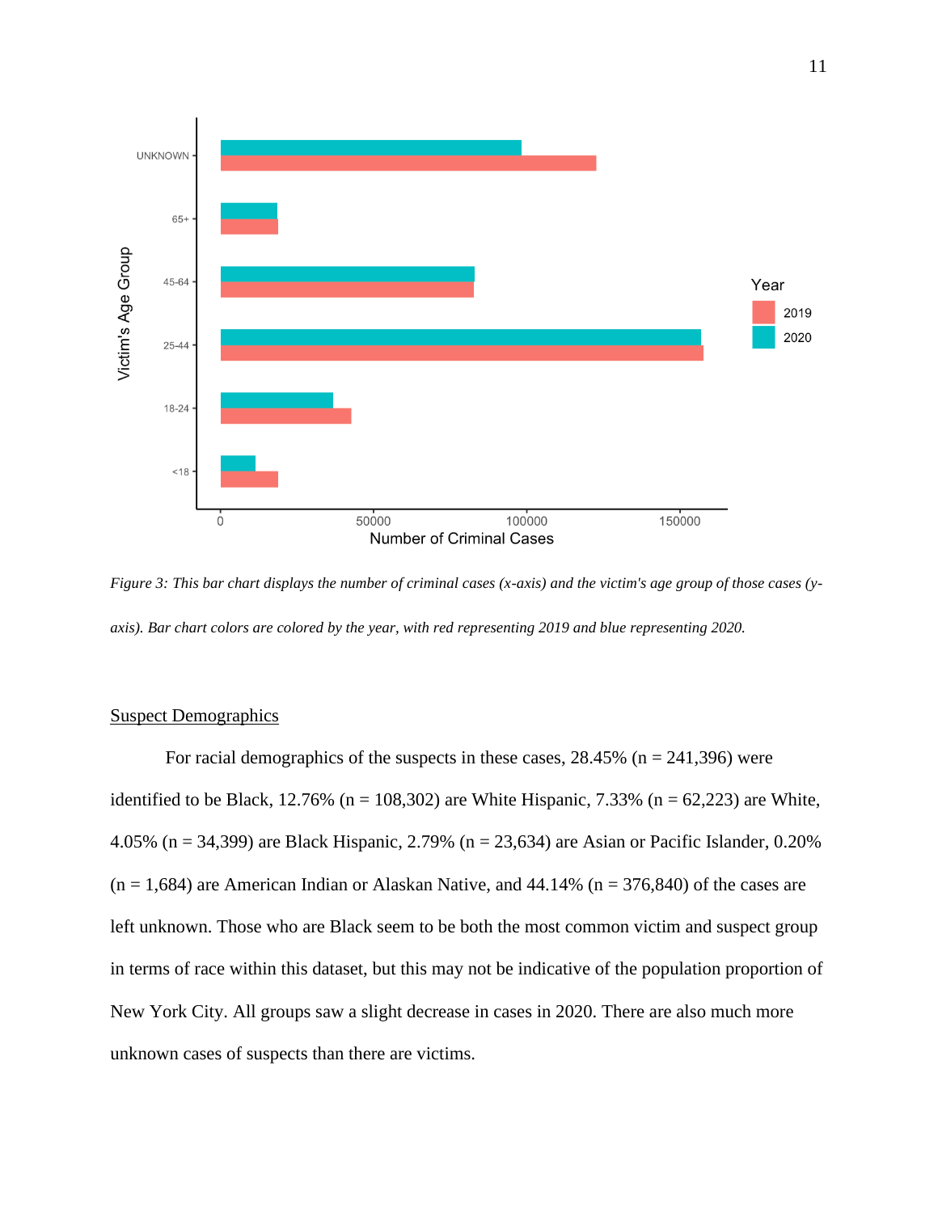*Figure 3: This bar chart displays the number of criminal cases (x-axis) and the victim's age group of those cases (y-axis). Bar chart colors are colored by the year, with red representing 2019 and blue representing 2020.*

Suspect Demographics

For racial demographics of the suspects in these cases, 28.45% (n = 241,396) were identified to be Black, 12.76% (n = 108,302) are White Hispanic, 7.33% (n = 62,223) are White, 4.05% (n = 34,399) are Black Hispanic, 2.79% (n = 23,634) are Asian or Pacific Islander, 0.20% (n = 1,684) are American Indian or Alaskan Native, and 44.14% (n = 376,840) of the cases are left unknown. Those who are Black seem to be both the most common victim and suspect group in terms of race within this dataset, but this may not be indicative of the population proportion of New York City. All groups saw a slight decrease in cases in 2020. There are also much more unknown cases of suspects than there are victims.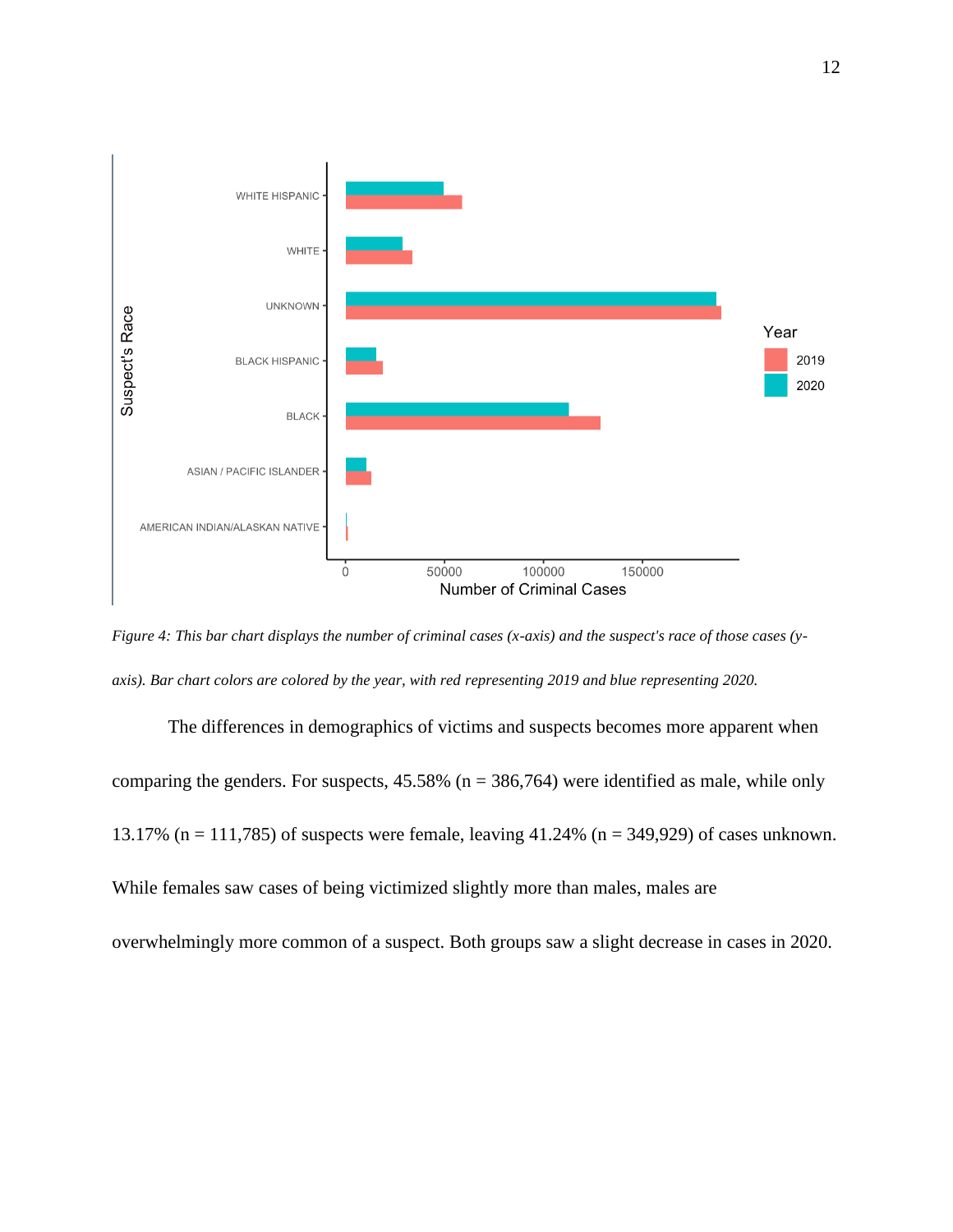*Figure 4: This bar chart displays the number of criminal cases (x-axis) and the suspect's race of those cases (y-axis). Bar chart colors are colored by the year, with red representing 2019 and blue representing 2020.*

The differences in demographics of victims and suspects becomes more apparent when comparing the genders. For suspects, 45.58% (n = 386,764) were identified as male, while only 13.17% (n = 111,785) of suspects were female, leaving 41.24% (n = 349,929) of cases unknown. While females saw cases of being victimized slightly more than males, males are overwhelmingly more common of a suspect. Both groups saw a slight decrease in cases in 2020.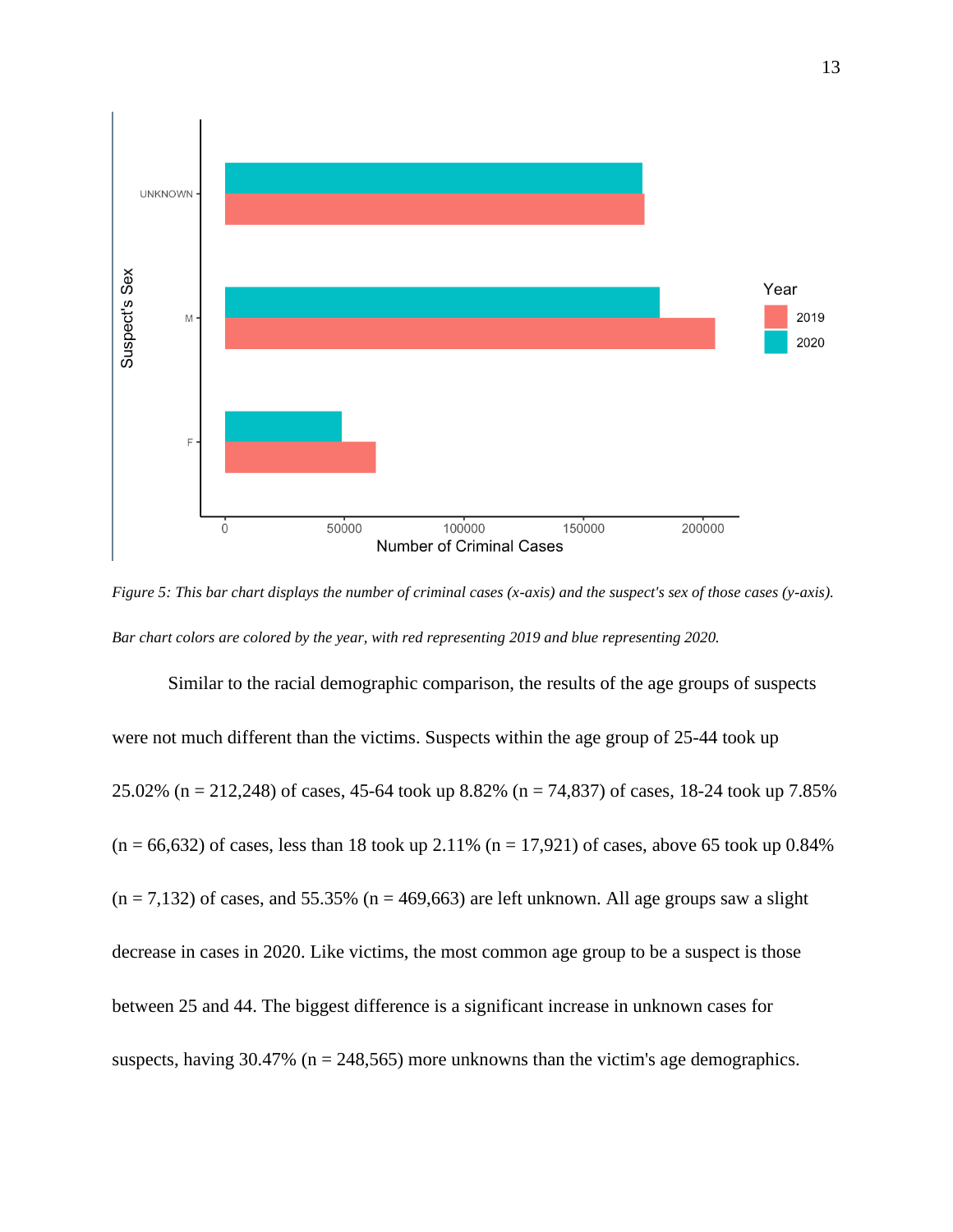*Figure 5: This bar chart displays the number of criminal cases (x-axis) and the suspect's sex of those cases (y-axis). Bar chart colors are colored by the year, with red representing 2019 and blue representing 2020.*

Similar to the racial demographic comparison, the results of the age groups of suspects were not much different than the victims. Suspects within the age group of 25-44 took up 25.02% (n = 212,248) of cases, 45-64 took up 8.82% (n = 74,837) of cases, 18-24 took up 7.85% (n = 66,632) of cases, less than 18 took up 2.11% (n = 17,921) of cases, above 65 took up 0.84% (n = 7,132) of cases, and 55.35% (n = 469,663) are left unknown. All age groups saw a slight decrease in cases in 2020. Like victims, the most common age group to be a suspect is those between 25 and 44. The biggest difference is a significant increase in unknown cases for suspects, having 30.47% (n = 248,565) more unknowns than the victim's age demographics.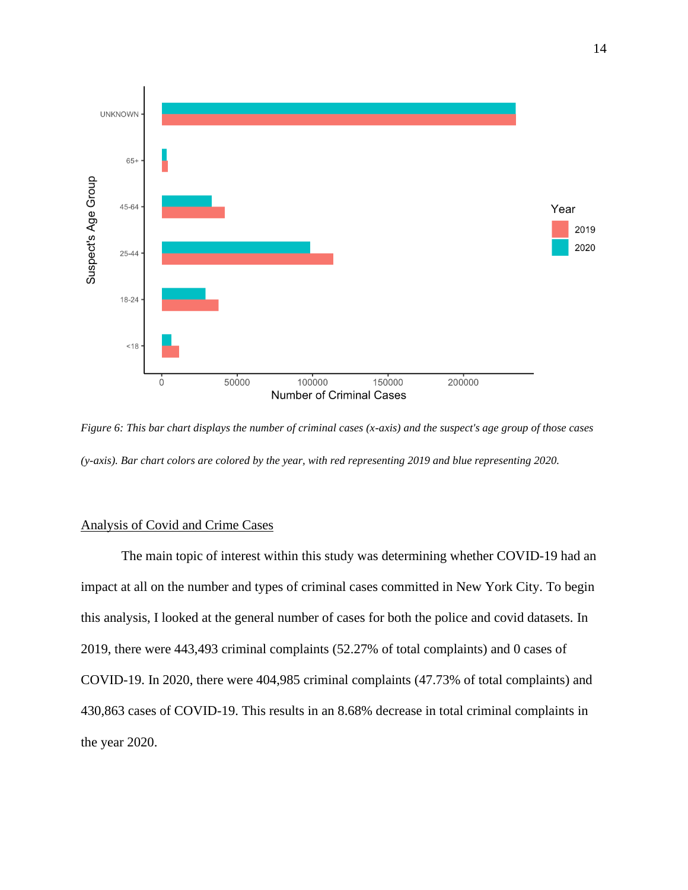*Figure 6: This bar chart displays the number of criminal cases (x-axis) and the suspect's age group of those cases (y-axis). Bar chart colors are colored by the year, with red representing 2019 and blue representing 2020.*

## Analysis of Covid and Crime Cases

The main topic of interest within this study was determining whether COVID-19 had an impact at all on the number and types of criminal cases committed in New York City. To begin this analysis, I looked at the general number of cases for both the police and covid datasets. In 2019, there were 443,493 criminal complaints (52.27% of total complaints) and 0 cases of COVID-19. In 2020, there were 404,985 criminal complaints (47.73% of total complaints) and 430,863 cases of COVID-19. This results in an 8.68% decrease in total criminal complaints in the year 2020.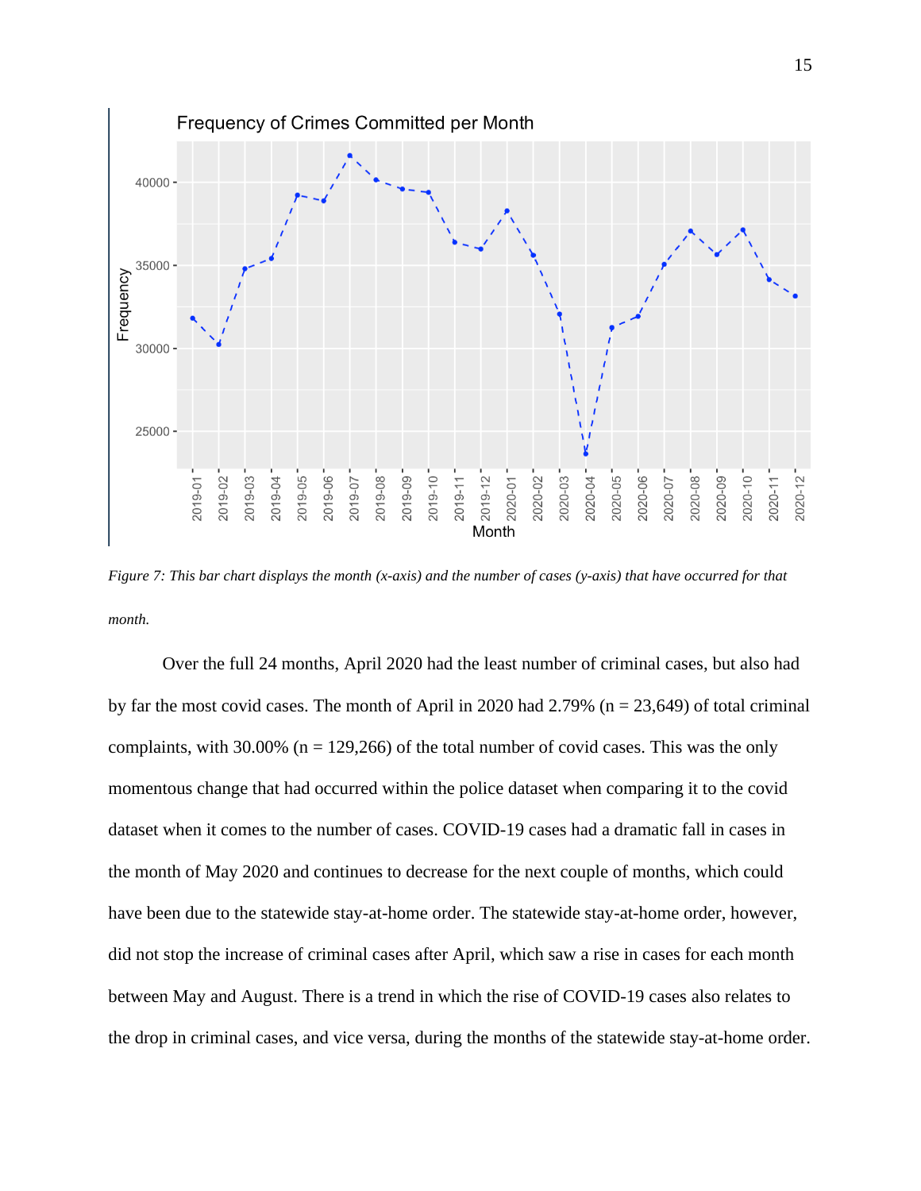*Figure 7: This bar chart displays the month (x-axis) and the number of cases (y-axis) that have occurred for that month.*

Over the full 24 months, April 2020 had the least number of criminal cases, but also had by far the most covid cases. The month of April in 2020 had 2.79% (n = 23,649) of total criminal complaints, with 30.00% (n = 129,266) of the total number of covid cases. This was the only momentous change that had occurred within the police dataset when comparing it to the covid dataset when it comes to the number of cases. COVID-19 cases had a dramatic fall in cases in the month of May 2020 and continues to decrease for the next couple of months, which could have been due to the statewide stay-at-home order. The statewide stay-at-home order, however, did not stop the increase of criminal cases after April, which saw a rise in cases for each month between May and August. There is a trend in which the rise of COVID-19 cases also relates to the drop in criminal cases, and vice versa, during the months of the statewide stay-at-home order.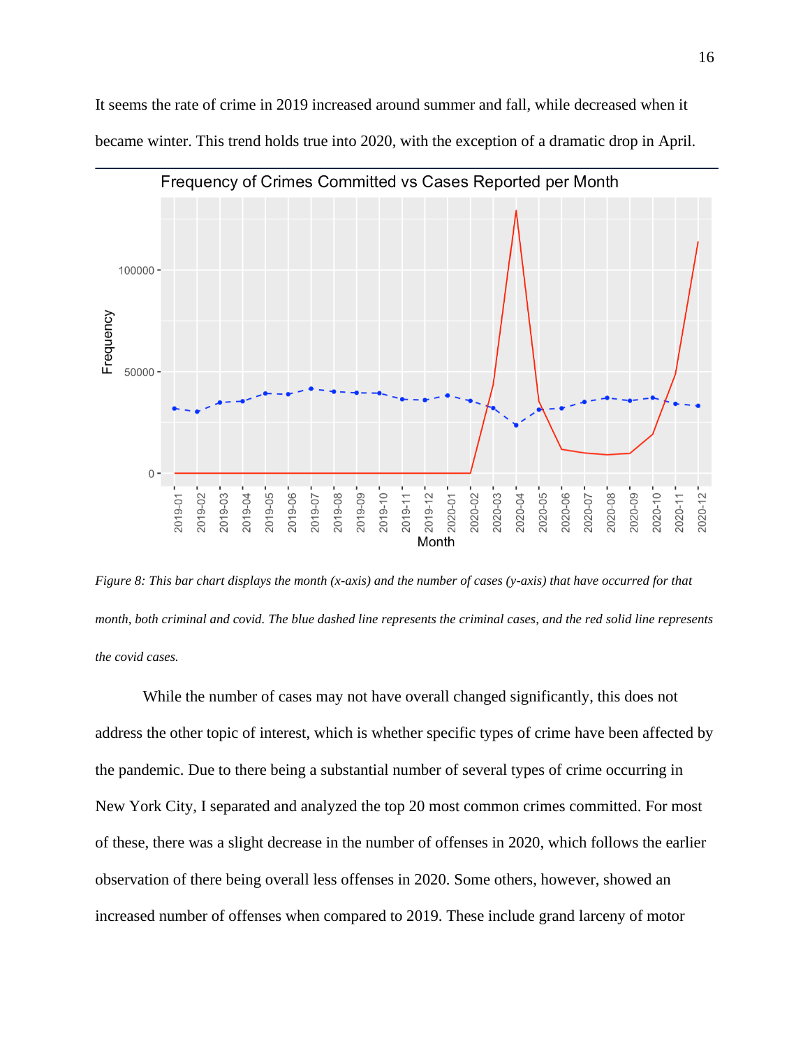It seems the rate of crime in 2019 increased around summer and fall, while decreased when it became winter. This trend holds true into 2020, with the exception of a dramatic drop in April.

*Figure 8: This bar chart displays the month (x-axis) and the number of cases (y-axis) that have occurred for that month, both criminal and covid. The blue dashed line represents the criminal cases, and the red solid line represents the covid cases.*

While the number of cases may not have overall changed significantly, this does not address the other topic of interest, which is whether specific types of crime have been affected by the pandemic. Due to there being a substantial number of several types of crime occurring in New York City, I separated and analyzed the top 20 most common crimes committed. For most of these, there was a slight decrease in the number of offenses in 2020, which follows the earlier observation of there being overall less offenses in 2020. Some others, however, showed an increased number of offenses when compared to 2019. These include grand larceny of motor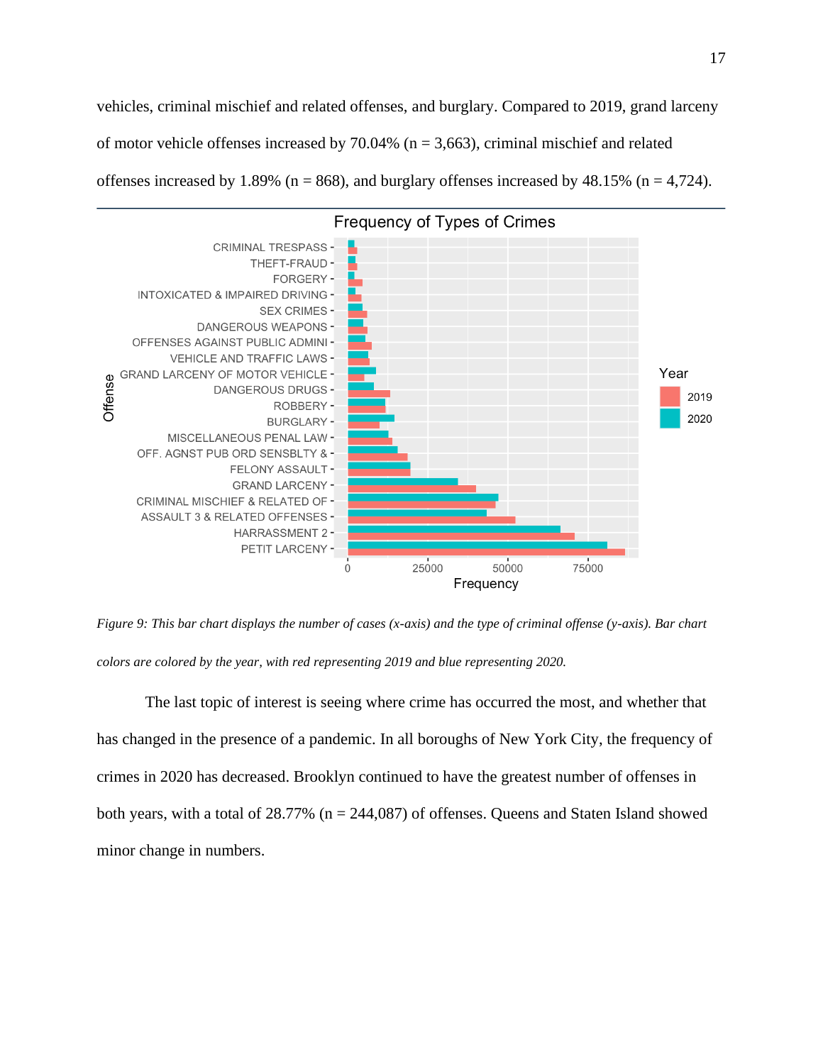vehicles, criminal mischief and related offenses, and burglary. Compared to 2019, grand larceny of motor vehicle offenses increased by 70.04% (n = 3,663), criminal mischief and related offenses increased by 1.89% (n = 868), and burglary offenses increased by 48.15% (n = 4,724).

*Figure 9: This bar chart displays the number of cases (x-axis) and the type of criminal offense (y-axis). Bar chart colors are colored by the year, with red representing 2019 and blue representing 2020.*

The last topic of interest is seeing where crime has occurred the most, and whether that has changed in the presence of a pandemic. In all boroughs of New York City, the frequency of crimes in 2020 has decreased. Brooklyn continued to have the greatest number of offenses in both years, with a total of 28.77% (n = 244,087) of offenses. Queens and Staten Island showed minor change in numbers.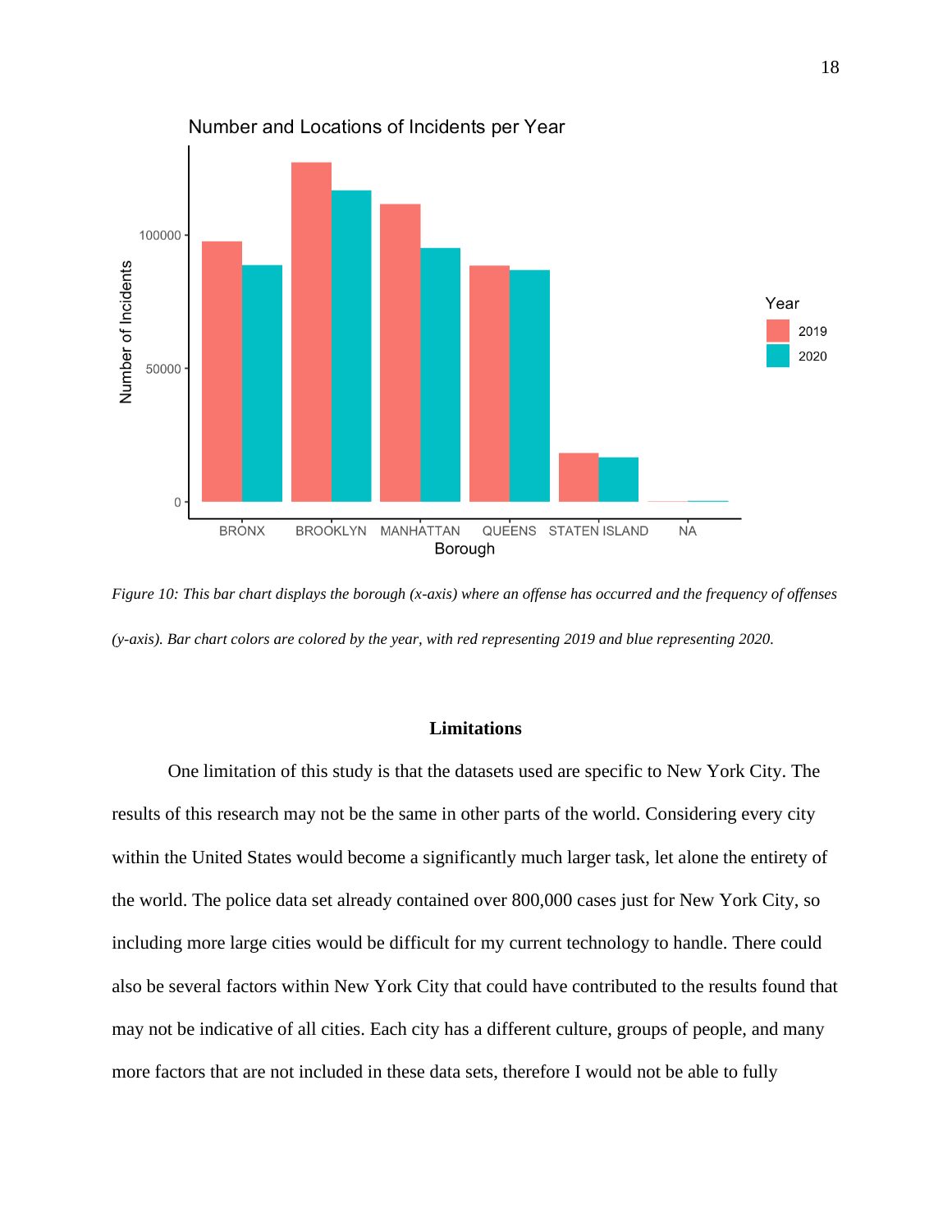*Figure 10: This bar chart displays the borough (x-axis) where an offense has occurred and the frequency of offenses (y-axis). Bar chart colors are colored by the year, with red representing 2019 and blue representing 2020.*

## Limitations

One limitation of this study is that the datasets used are specific to New York City. The results of this research may not be the same in other parts of the world. Considering every city within the United States would become a significantly much larger task, let alone the entirety of the world. The police data set already contained over 800,000 cases just for New York City, so including more large cities would be difficult for my current technology to handle. There could also be several factors within New York City that could have contributed to the results found that may not be indicative of all cities. Each city has a different culture, groups of people, and many more factors that are not included in these data sets, therefore I would not be able to fully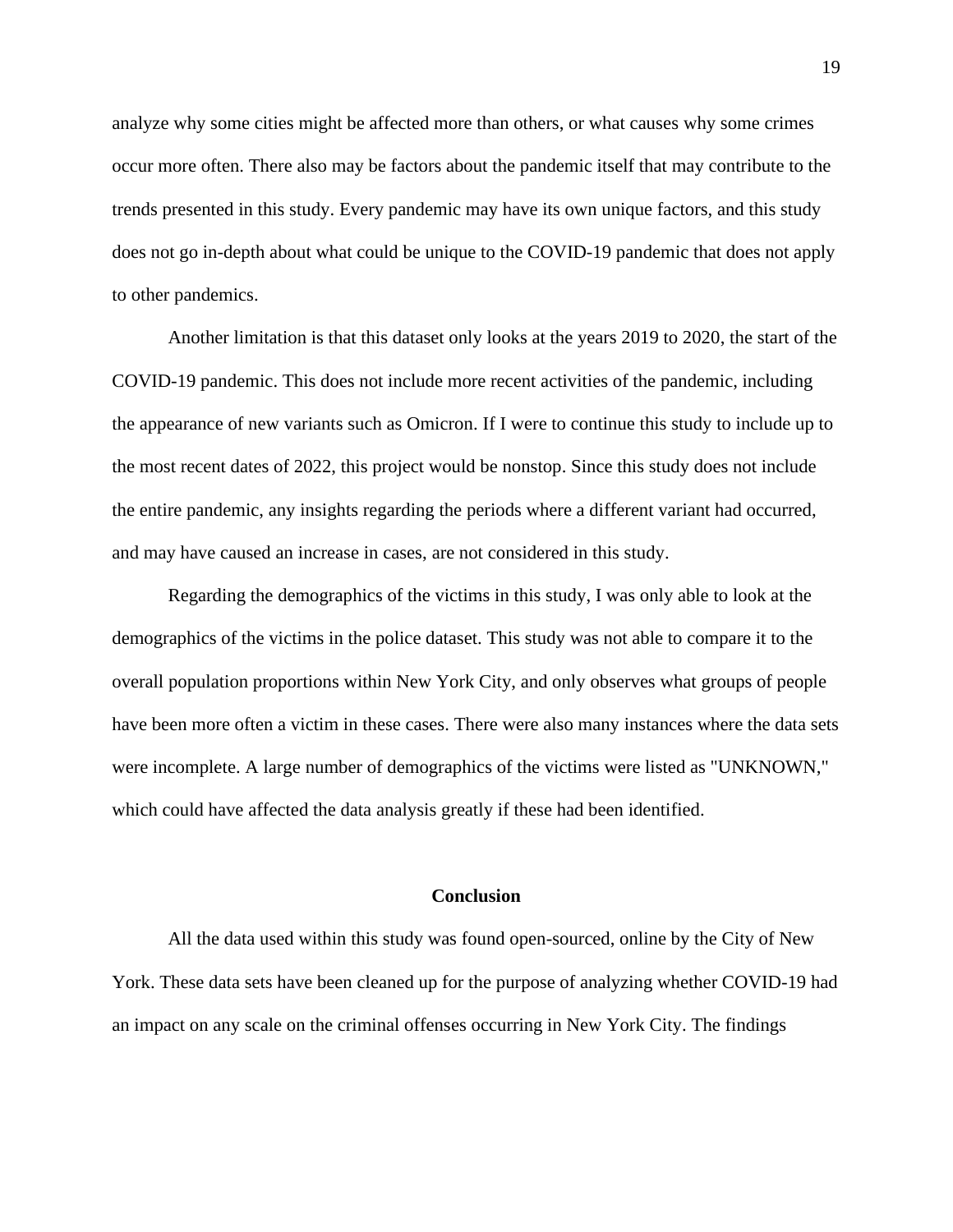analyze why some cities might be affected more than others, or what causes why some crimes occur more often. There also may be factors about the pandemic itself that may contribute to the trends presented in this study. Every pandemic may have its own unique factors, and this study does not go in-depth about what could be unique to the COVID-19 pandemic that does not apply to other pandemics.

Another limitation is that this dataset only looks at the years 2019 to 2020, the start of the COVID-19 pandemic. This does not include more recent activities of the pandemic, including the appearance of new variants such as Omicron. If I were to continue this study to include up to the most recent dates of 2022, this project would be nonstop. Since this study does not include the entire pandemic, any insights regarding the periods where a different variant had occurred, and may have caused an increase in cases, are not considered in this study.

Regarding the demographics of the victims in this study, I was only able to look at the demographics of the victims in the police dataset. This study was not able to compare it to the overall population proportions within New York City, and only observes what groups of people have been more often a victim in these cases. There were also many instances where the data sets were incomplete. A large number of demographics of the victims were listed as "UNKNOWN," which could have affected the data analysis greatly if these had been identified.

## Conclusion

All the data used within this study was found open-sourced, online by the City of New York. These data sets have been cleaned up for the purpose of analyzing whether COVID-19 had an impact on any scale on the criminal offenses occurring in New York City. The findings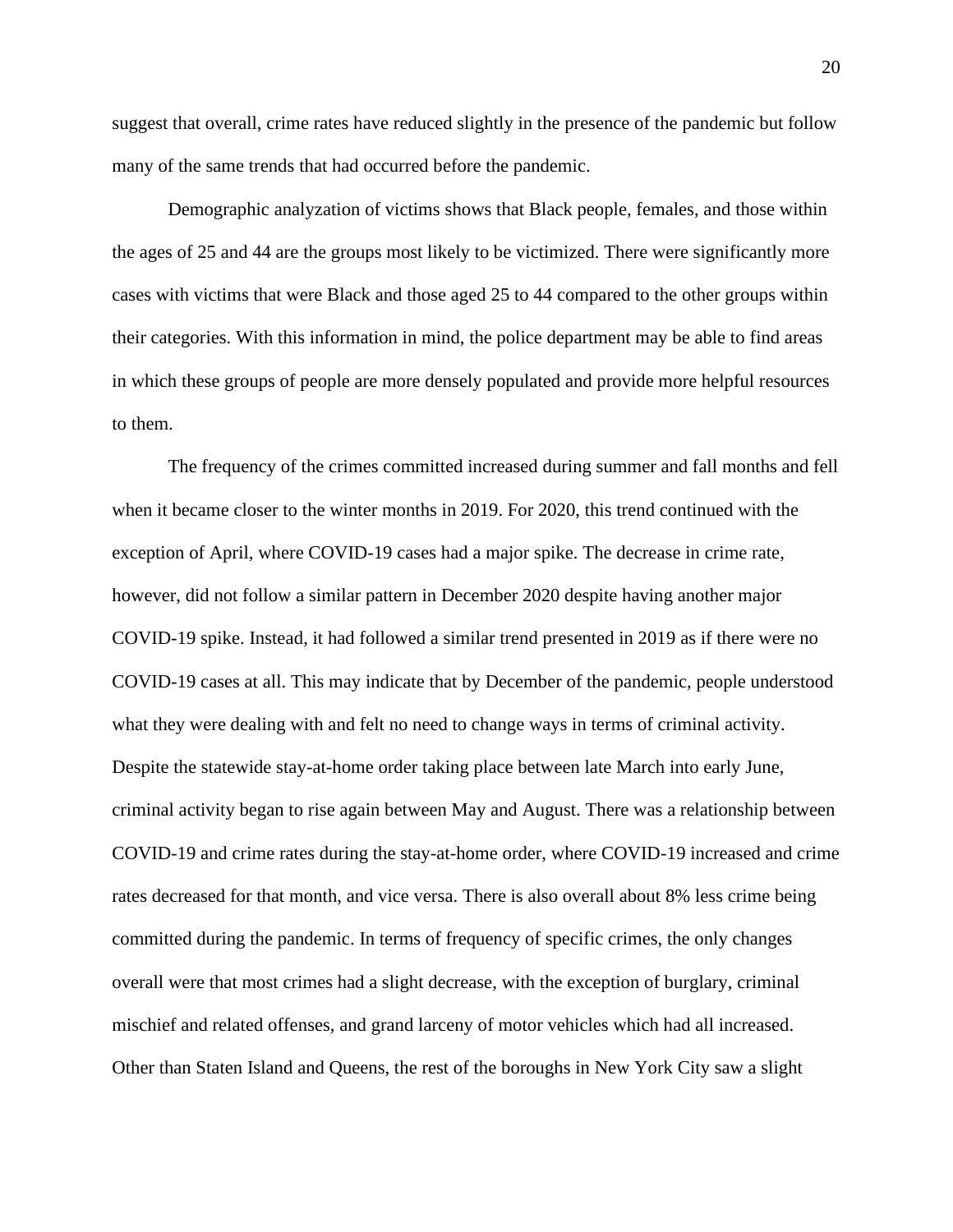suggest that overall, crime rates have reduced slightly in the presence of the pandemic but follow many of the same trends that had occurred before the pandemic.

Demographic analyzation of victims shows that Black people, females, and those within the ages of 25 and 44 are the groups most likely to be victimized. There were significantly more cases with victims that were Black and those aged 25 to 44 compared to the other groups within their categories. With this information in mind, the police department may be able to find areas in which these groups of people are more densely populated and provide more helpful resources to them.

The frequency of the crimes committed increased during summer and fall months and fell when it became closer to the winter months in 2019. For 2020, this trend continued with the exception of April, where COVID-19 cases had a major spike. The decrease in crime rate, however, did not follow a similar pattern in December 2020 despite having another major COVID-19 spike. Instead, it had followed a similar trend presented in 2019 as if there were no COVID-19 cases at all. This may indicate that by December of the pandemic, people understood what they were dealing with and felt no need to change ways in terms of criminal activity. Despite the statewide stay-at-home order taking place between late March into early June, criminal activity began to rise again between May and August. There was a relationship between COVID-19 and crime rates during the stay-at-home order, where COVID-19 increased and crime rates decreased for that month, and vice versa. There is also overall about 8% less crime being committed during the pandemic. In terms of frequency of specific crimes, the only changes overall were that most crimes had a slight decrease, with the exception of burglary, criminal mischief and related offenses, and grand larceny of motor vehicles which had all increased. Other than Staten Island and Queens, the rest of the boroughs in New York City saw a slight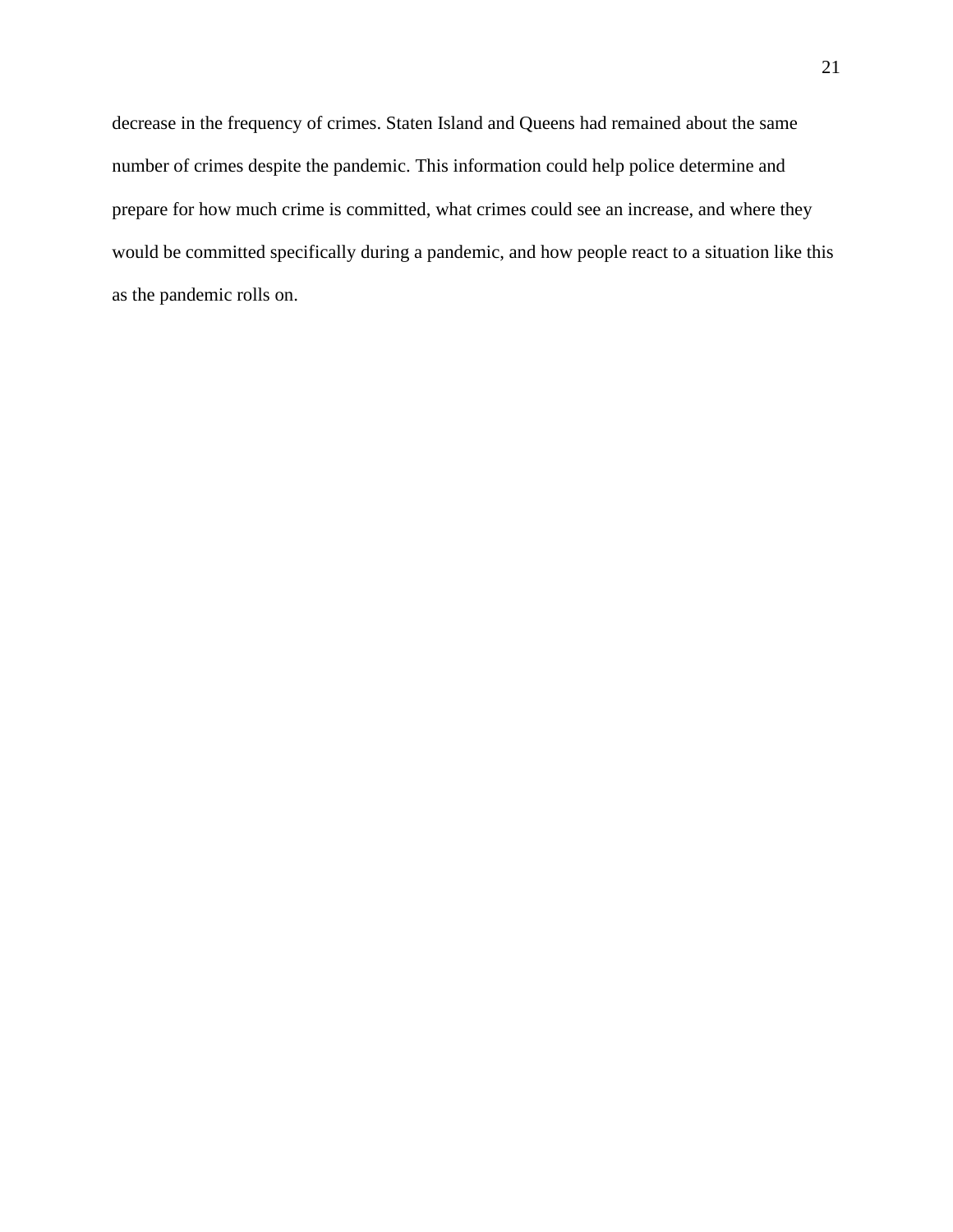decrease in the frequency of crimes. Staten Island and Queens had remained about the same number of crimes despite the pandemic. This information could help police determine and prepare for how much crime is committed, what crimes could see an increase, and where they would be committed specifically during a pandemic, and how people react to a situation like this as the pandemic rolls on.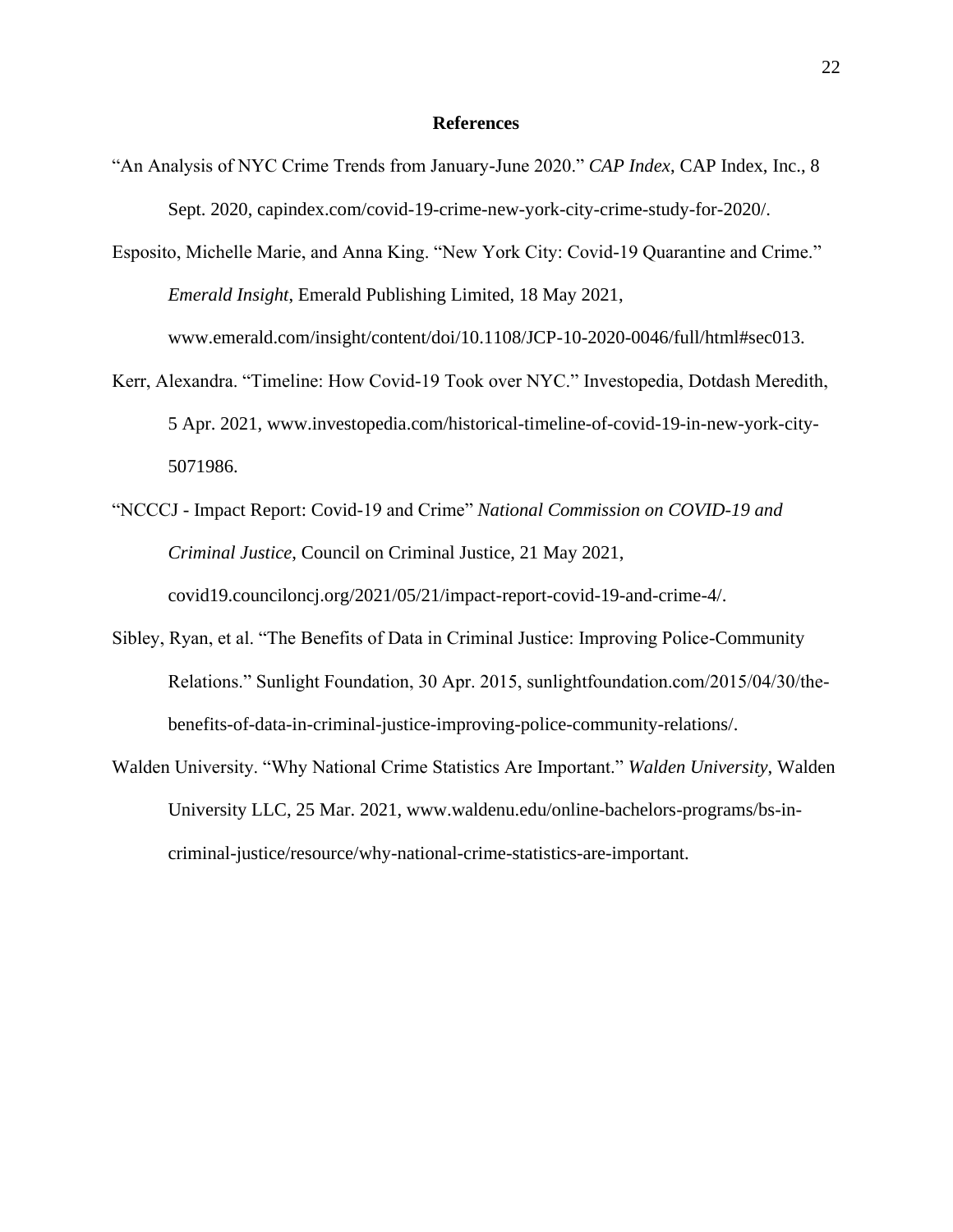# References

"An Analysis of NYC Crime Trends from January-June 2020." *CAP Index*, CAP Index, Inc., 8 Sept. 2020, capindex.com/covid-19-crime-new-york-city-crime-study-for-2020/.

Esposito, Michelle Marie, and Anna King. "New York City: Covid-19 Quarantine and Crime." *Emerald Insight*, Emerald Publishing Limited, 18 May 2021, www.emerald.com/insight/content/doi/10.1108/JCP-10-2020-0046/full/html#sec013.

Kerr, Alexandra. "Timeline: How Covid-19 Took over NYC." Investopedia, Dotdash Meredith, 5 Apr. 2021, www.investopedia.com/historical-timeline-of-covid-19-in-new-york-city-5071986.

"NCCCJ - Impact Report: Covid-19 and Crime" *National Commission on COVID-19 and Criminal Justice*, Council on Criminal Justice, 21 May 2021, covid19.counciloncj.org/2021/05/21/impact-report-covid-19-and-crime-4/.

Sibley, Ryan, et al. "The Benefits of Data in Criminal Justice: Improving Police-Community Relations." Sunlight Foundation, 30 Apr. 2015, sunlightfoundation.com/2015/04/30/the-benefits-of-data-in-criminal-justice-improving-police-community-relations/.

Walden University. "Why National Crime Statistics Are Important." *Walden University*, Walden University LLC, 25 Mar. 2021, www.waldenu.edu/online-bachelors-programs/bs-in-criminal-justice/resource/why-national-crime-statistics-are-important.